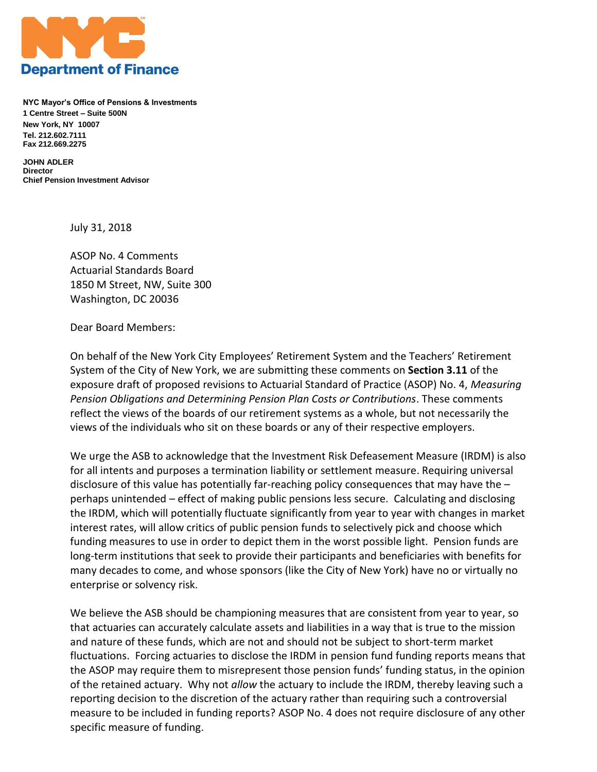**NYC Department of Finance**

**NYC Mayor's Office of Pensions & Investments**
**1 Centre Street – Suite 500N**
**New York, NY 10007**
**Tel. 212.602.7111**
**Fax 212.669.2275**

**JOHN ADLER**
**Director**
**Chief Pension Investment Advisor**

July 31, 2018

ASOP No. 4 Comments
Actuarial Standards Board
1850 M Street, NW, Suite 300
Washington, DC 20036

Dear Board Members:

On behalf of the New York City Employees' Retirement System and the Teachers' Retirement System of the City of New York, we are submitting these comments on **Section 3.11** of the exposure draft of proposed revisions to Actuarial Standard of Practice (ASOP) No. 4, *Measuring Pension Obligations and Determining Pension Plan Costs or Contributions*. These comments reflect the views of the boards of our retirement systems as a whole, but not necessarily the views of the individuals who sit on these boards or any of their respective employers.

We urge the ASB to acknowledge that the Investment Risk Defeasement Measure (IRDM) is also for all intents and purposes a termination liability or settlement measure. Requiring universal disclosure of this value has potentially far-reaching policy consequences that may have the – perhaps unintended – effect of making public pensions less secure. Calculating and disclosing the IRDM, which will potentially fluctuate significantly from year to year with changes in market interest rates, will allow critics of public pension funds to selectively pick and choose which funding measures to use in order to depict them in the worst possible light. Pension funds are long-term institutions that seek to provide their participants and beneficiaries with benefits for many decades to come, and whose sponsors (like the City of New York) have no or virtually no enterprise or solvency risk.

We believe the ASB should be championing measures that are consistent from year to year, so that actuaries can accurately calculate assets and liabilities in a way that is true to the mission and nature of these funds, which are not and should not be subject to short-term market fluctuations. Forcing actuaries to disclose the IRDM in pension fund funding reports means that the ASOP may require them to misrepresent those pension funds' funding status, in the opinion of the retained actuary. Why not *allow* the actuary to include the IRDM, thereby leaving such a reporting decision to the discretion of the actuary rather than requiring such a controversial measure to be included in funding reports? ASOP No. 4 does not require disclosure of any other specific measure of funding.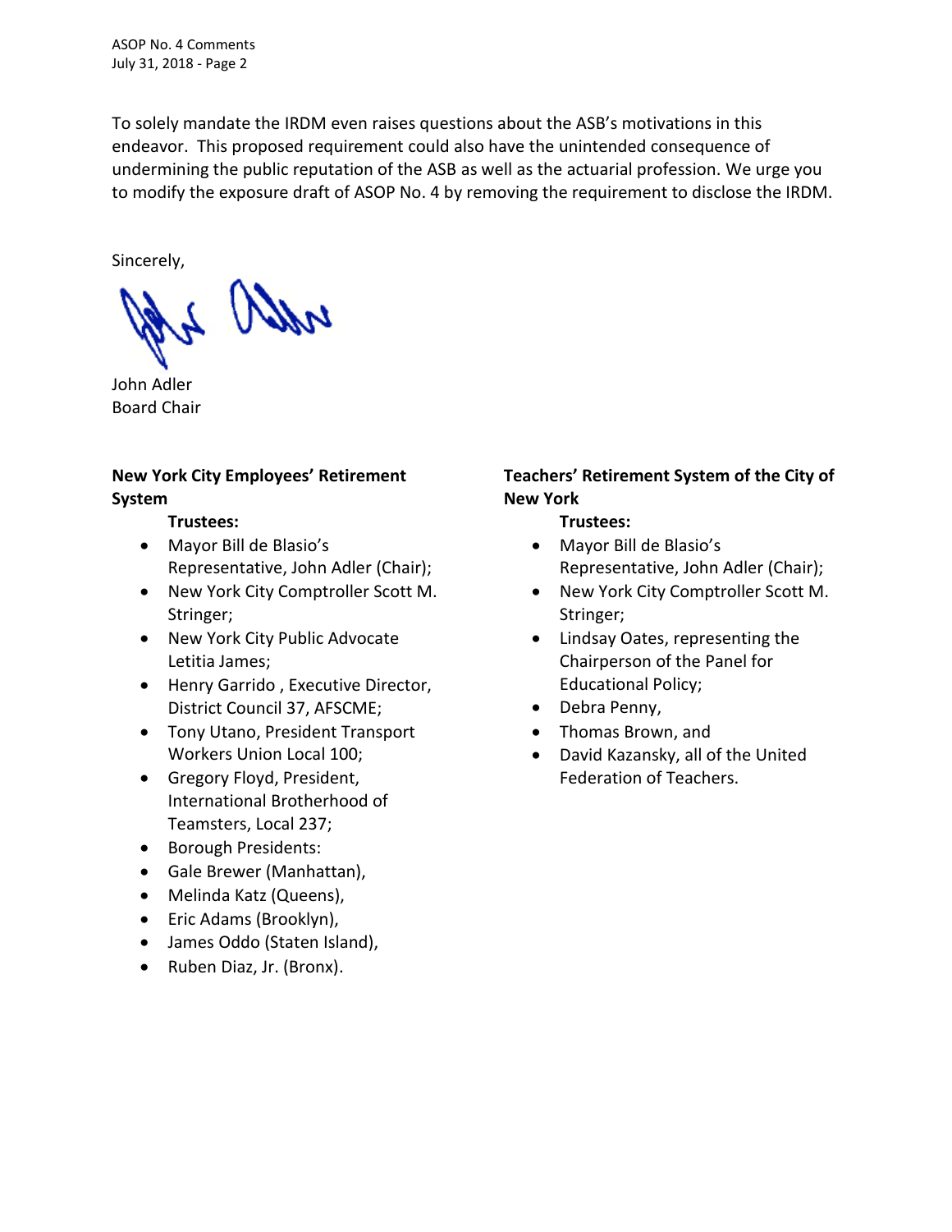To solely mandate the IRDM even raises questions about the ASB's motivations in this endeavor. This proposed requirement could also have the unintended consequence of undermining the public reputation of the ASB as well as the actuarial profession. We urge you to modify the exposure draft of ASOP No. 4 by removing the requirement to disclose the IRDM.

Sincerely,

John Adler
Board Chair

**New York City Employees' Retirement System**

**Trustees:**

- Mayor Bill de Blasio's Representative, John Adler (Chair);
- New York City Comptroller Scott M. Stringer;
- New York City Public Advocate Letitia James;
- Henry Garrido , Executive Director, District Council 37, AFSCME;
- Tony Utano, President Transport Workers Union Local 100;
- Gregory Floyd, President, International Brotherhood of Teamsters, Local 237;
- Borough Presidents:
- Gale Brewer (Manhattan),
- Melinda Katz (Queens),
- Eric Adams (Brooklyn),
- James Oddo (Staten Island),
- Ruben Diaz, Jr. (Bronx).

**Teachers' Retirement System of the City of New York**

**Trustees:**

- Mayor Bill de Blasio's Representative, John Adler (Chair);
- New York City Comptroller Scott M. Stringer;
- Lindsay Oates, representing the Chairperson of the Panel for Educational Policy;
- Debra Penny,
- Thomas Brown, and
- David Kazansky, all of the United Federation of Teachers.